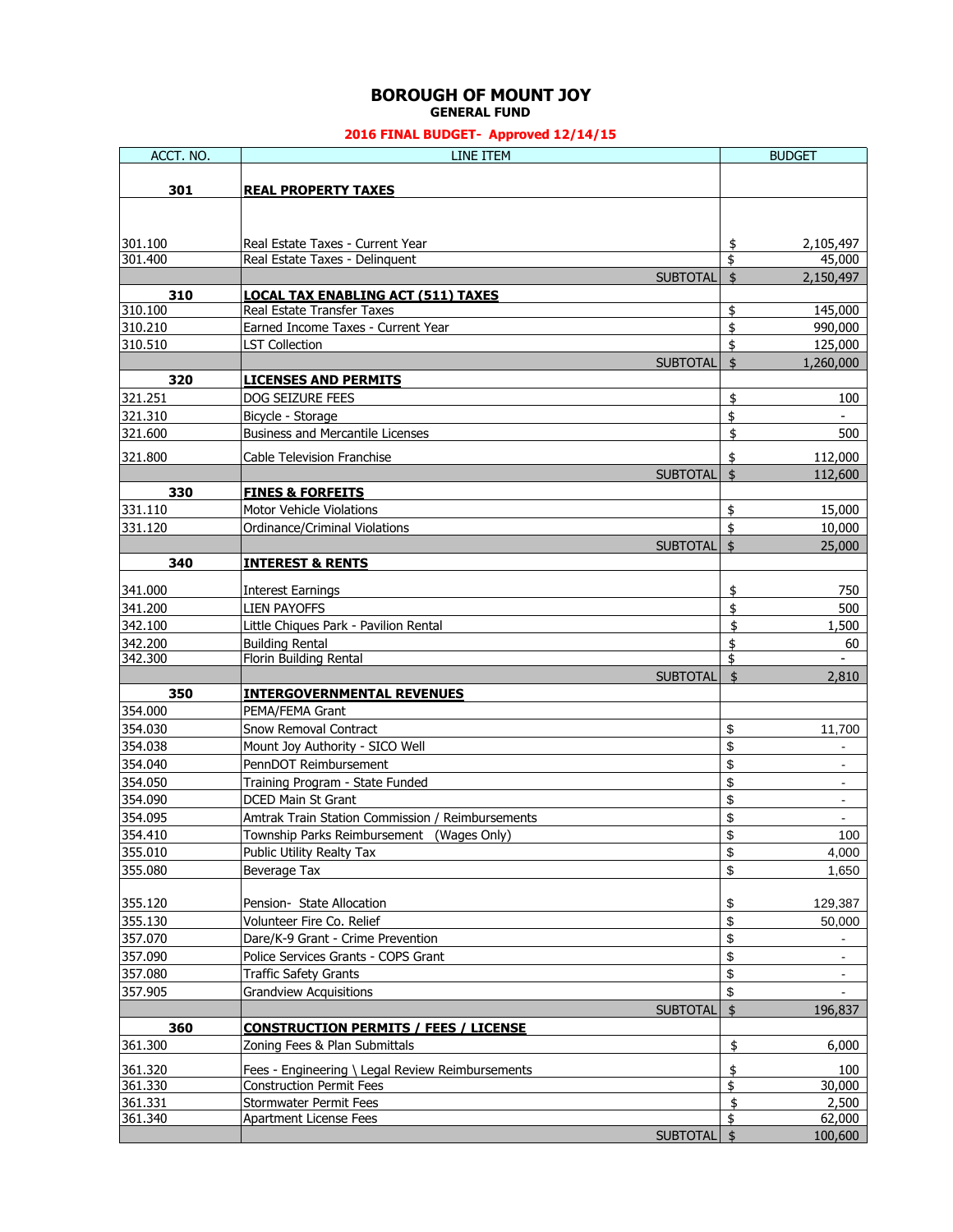# BOROUGH OF MOUNT JOY

## GENERAL FUND

**2016 FINAL BUDGET- Approved 12/14/15**

| ACCT. NO. | LINE ITEM | BUDGET |
|---|---|---|
| **301** | **REAL PROPERTY TAXES** | |
| 301.100 | Real Estate Taxes - Current Year | $ 2,105,497 |
| 301.400 | Real Estate Taxes - Delinquent | $ 45,000 |
| | SUBTOTAL | $ 2,150,497 |
| **310** | **LOCAL TAX ENABLING ACT (511) TAXES** | |
| 310.100 | Real Estate Transfer Taxes | $ 145,000 |
| 310.210 | Earned Income Taxes - Current Year | $ 990,000 |
| 310.510 | LST Collection | $ 125,000 |
| | SUBTOTAL | $ 1,260,000 |
| **320** | **LICENSES AND PERMITS** | |
| 321.251 | DOG SEIZURE FEES | $ 100 |
| 321.310 | Bicycle - Storage | $ - |
| 321.600 | Business and Mercantile Licenses | $ 500 |
| 321.800 | Cable Television Franchise | $ 112,000 |
| | SUBTOTAL | $ 112,600 |
| **330** | **FINES & FORFEITS** | |
| 331.110 | Motor Vehicle Violations | $ 15,000 |
| 331.120 | Ordinance/Criminal Violations | $ 10,000 |
| | SUBTOTAL | $ 25,000 |
| **340** | **INTEREST & RENTS** | |
| 341.000 | Interest Earnings | $ 750 |
| 341.200 | LIEN PAYOFFS | $ 500 |
| 342.100 | Little Chiques Park - Pavilion Rental | $ 1,500 |
| 342.200 | Building Rental | $ 60 |
| 342.300 | Florin Building Rental | $ - |
| | SUBTOTAL | $ 2,810 |
| **350** | **INTERGOVERNMENTAL REVENUES** | |
| 354.000 | PEMA/FEMA Grant | |
| 354.030 | Snow Removal Contract | $ 11,700 |
| 354.038 | Mount Joy Authority - SICO Well | $ - |
| 354.040 | PennDOT Reimbursement | $ - |
| 354.050 | Training Program - State Funded | $ - |
| 354.090 | DCED Main St Grant | $ - |
| 354.095 | Amtrak Train Station Commission / Reimbursements | $ - |
| 354.410 | Township Parks Reimbursement (Wages Only) | $ 100 |
| 355.010 | Public Utility Realty Tax | $ 4,000 |
| 355.080 | Beverage Tax | $ 1,650 |
| 355.120 | Pension- State Allocation | $ 129,387 |
| 355.130 | Volunteer Fire Co. Relief | $ 50,000 |
| 357.070 | Dare/K-9 Grant - Crime Prevention | $ - |
| 357.090 | Police Services Grants - COPS Grant | $ - |
| 357.080 | Traffic Safety Grants | $ - |
| 357.905 | Grandview Acquisitions | $ - |
| | SUBTOTAL | $ 196,837 |
| **360** | **CONSTRUCTION PERMITS / FEES / LICENSE** | |
| 361.300 | Zoning Fees & Plan Submittals | $ 6,000 |
| 361.320 | Fees - Engineering \ Legal Review Reimbursements | $ 100 |
| 361.330 | Construction Permit Fees | $ 30,000 |
| 361.331 | Stormwater Permit Fees | $ 2,500 |
| 361.340 | Apartment License Fees | $ 62,000 |
| | SUBTOTAL | $ 100,600 |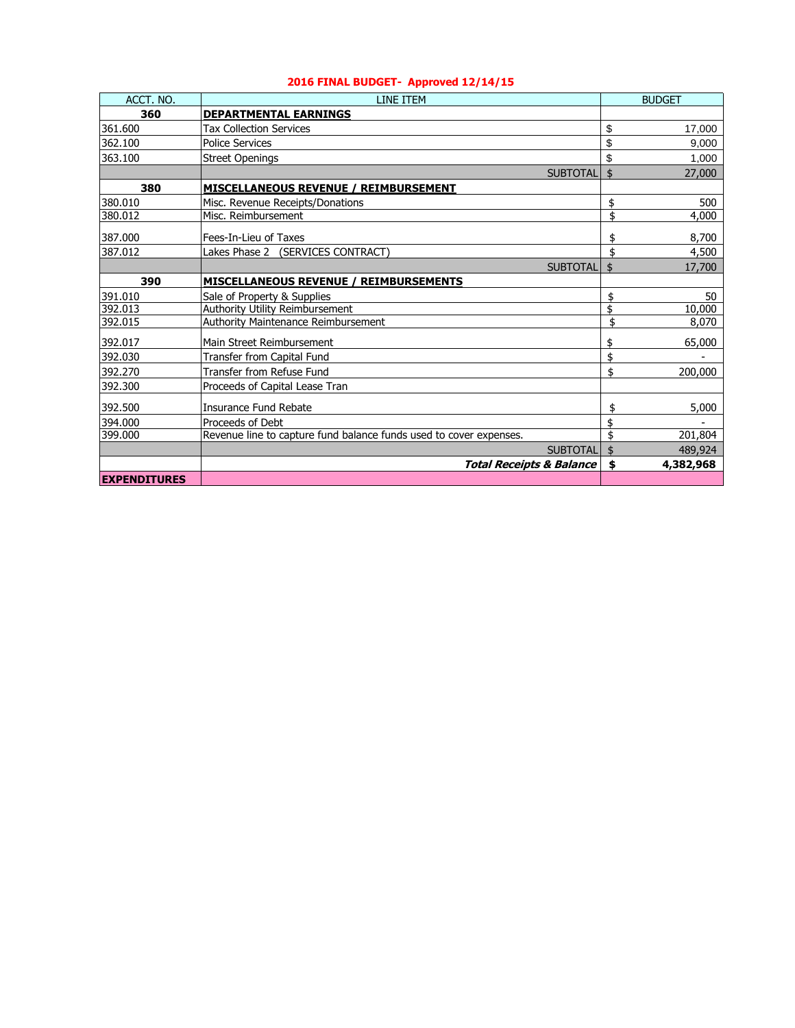**2016 FINAL BUDGET- Approved 12/14/15**

| ACCT. NO. | LINE ITEM | BUDGET |
|---|---|---|
| **360** | **DEPARTMENTAL EARNINGS** | |
| 361.600 | Tax Collection Services | $ 17,000 |
| 362.100 | Police Services | $ 9,000 |
| 363.100 | Street Openings | $ 1,000 |
| | SUBTOTAL | $ 27,000 |
| **380** | **MISCELLANEOUS REVENUE / REIMBURSEMENT** | |
| 380.010 | Misc. Revenue Receipts/Donations | $ 500 |
| 380.012 | Misc. Reimbursement | $ 4,000 |
| 387.000 | Fees-In-Lieu of Taxes | $ 8,700 |
| 387.012 | Lakes Phase 2 (SERVICES CONTRACT) | $ 4,500 |
| | SUBTOTAL | $ 17,700 |
| **390** | **MISCELLANEOUS REVENUE / REIMBURSEMENTS** | |
| 391.010 | Sale of Property & Supplies | $ 50 |
| 392.013 | Authority Utility Reimbursement | $ 10,000 |
| 392.015 | Authority Maintenance Reimbursement | $ 8,070 |
| 392.017 | Main Street Reimbursement | $ 65,000 |
| 392.030 | Transfer from Capital Fund | $ - |
| 392.270 | Transfer from Refuse Fund | $ 200,000 |
| 392.300 | Proceeds of Capital Lease Tran | |
| 392.500 | Insurance Fund Rebate | $ 5,000 |
| 394.000 | Proceeds of Debt | $ - |
| 399.000 | Revenue line to capture fund balance funds used to cover expenses. | $ 201,804 |
| | SUBTOTAL | $ 489,924 |
| | ***Total Receipts & Balance*** | **$ 4,382,968** |
| **EXPENDITURES** | | |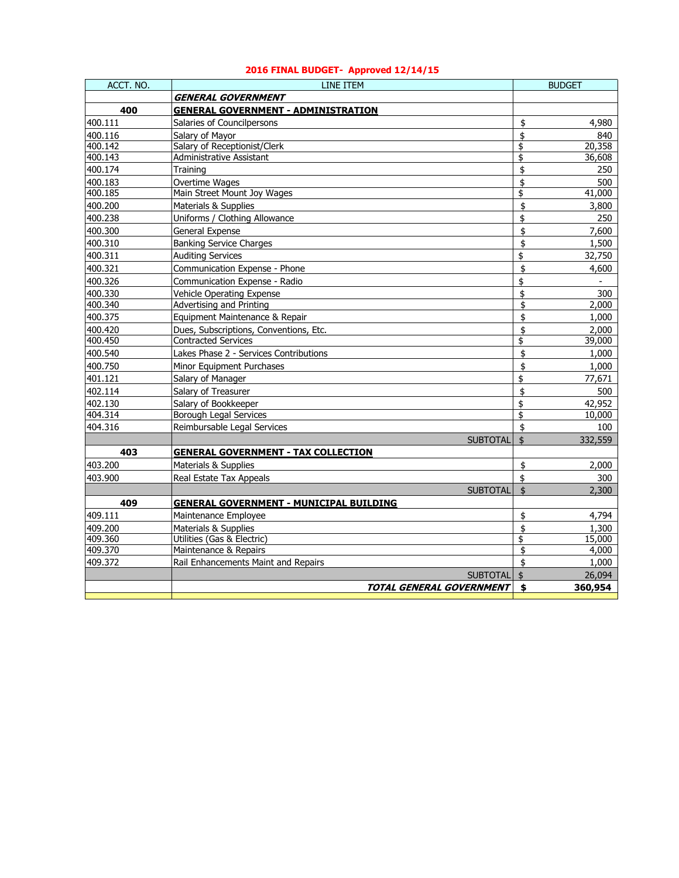**2016 FINAL BUDGET- Approved 12/14/15**

| ACCT. NO. | LINE ITEM | BUDGET |
|---|---|---|
| | ***GENERAL GOVERNMENT*** | |
| **400** | **GENERAL GOVERNMENT - ADMINISTRATION** | |
| 400.111 | Salaries of Councilpersons | $ 4,980 |
| 400.116 | Salary of Mayor | $ 840 |
| 400.142 | Salary of Receptionist/Clerk | $ 20,358 |
| 400.143 | Administrative Assistant | $ 36,608 |
| 400.174 | Training | $ 250 |
| 400.183 | Overtime Wages | $ 500 |
| 400.185 | Main Street Mount Joy Wages | $ 41,000 |
| 400.200 | Materials & Supplies | $ 3,800 |
| 400.238 | Uniforms / Clothing Allowance | $ 250 |
| 400.300 | General Expense | $ 7,600 |
| 400.310 | Banking Service Charges | $ 1,500 |
| 400.311 | Auditing Services | $ 32,750 |
| 400.321 | Communication Expense - Phone | $ 4,600 |
| 400.326 | Communication Expense - Radio | $ - |
| 400.330 | Vehicle Operating Expense | $ 300 |
| 400.340 | Advertising and Printing | $ 2,000 |
| 400.375 | Equipment Maintenance & Repair | $ 1,000 |
| 400.420 | Dues, Subscriptions, Conventions, Etc. | $ 2,000 |
| 400.450 | Contracted Services | $ 39,000 |
| 400.540 | Lakes Phase 2 - Services Contributions | $ 1,000 |
| 400.750 | Minor Equipment Purchases | $ 1,000 |
| 401.121 | Salary of Manager | $ 77,671 |
| 402.114 | Salary of Treasurer | $ 500 |
| 402.130 | Salary of Bookkeeper | $ 42,952 |
| 404.314 | Borough Legal Services | $ 10,000 |
| 404.316 | Reimbursable Legal Services | $ 100 |
| | SUBTOTAL | $ 332,559 |
| **403** | **GENERAL GOVERNMENT - TAX COLLECTION** | |
| 403.200 | Materials & Supplies | $ 2,000 |
| 403.900 | Real Estate Tax Appeals | $ 300 |
| | SUBTOTAL | $ 2,300 |
| **409** | **GENERAL GOVERNMENT - MUNICIPAL BUILDING** | |
| 409.111 | Maintenance Employee | $ 4,794 |
| 409.200 | Materials & Supplies | $ 1,300 |
| 409.360 | Utilities (Gas & Electric) | $ 15,000 |
| 409.370 | Maintenance & Repairs | $ 4,000 |
| 409.372 | Rail Enhancements Maint and Repairs | $ 1,000 |
| | SUBTOTAL | $ 26,094 |
| | ***TOTAL GENERAL GOVERNMENT*** | **$ 360,954** |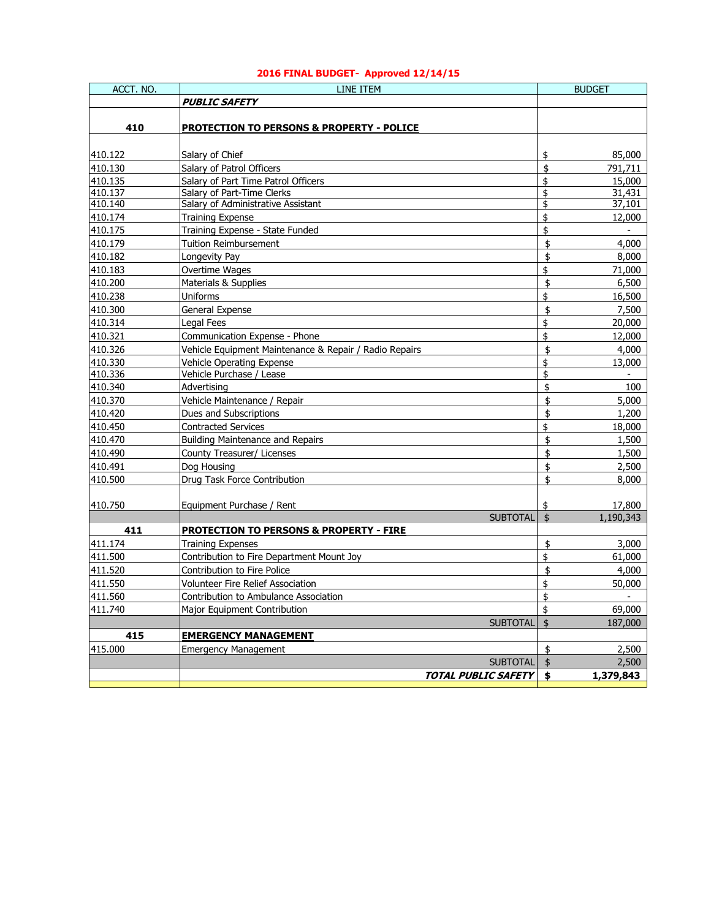## 2016 FINAL BUDGET- Approved 12/14/15

| ACCT. NO. | LINE ITEM | BUDGET |
|---|---|---|
| | ***PUBLIC SAFETY*** | |
| **410** | **PROTECTION TO PERSONS & PROPERTY - POLICE** | |
| 410.122 | Salary of Chief | $ 85,000 |
| 410.130 | Salary of Patrol Officers | $ 791,711 |
| 410.135 | Salary of Part Time Patrol Officers | $ 15,000 |
| 410.137 | Salary of Part-Time Clerks | $ 31,431 |
| 410.140 | Salary of Administrative Assistant | $ 37,101 |
| 410.174 | Training Expense | $ 12,000 |
| 410.175 | Training Expense - State Funded | $ - |
| 410.179 | Tuition Reimbursement | $ 4,000 |
| 410.182 | Longevity Pay | $ 8,000 |
| 410.183 | Overtime Wages | $ 71,000 |
| 410.200 | Materials & Supplies | $ 6,500 |
| 410.238 | Uniforms | $ 16,500 |
| 410.300 | General Expense | $ 7,500 |
| 410.314 | Legal Fees | $ 20,000 |
| 410.321 | Communication Expense - Phone | $ 12,000 |
| 410.326 | Vehicle Equipment Maintenance & Repair / Radio Repairs | $ 4,000 |
| 410.330 | Vehicle Operating Expense | $ 13,000 |
| 410.336 | Vehicle Purchase / Lease | $ - |
| 410.340 | Advertising | $ 100 |
| 410.370 | Vehicle Maintenance / Repair | $ 5,000 |
| 410.420 | Dues and Subscriptions | $ 1,200 |
| 410.450 | Contracted Services | $ 18,000 |
| 410.470 | Building Maintenance and Repairs | $ 1,500 |
| 410.490 | County Treasurer/ Licenses | $ 1,500 |
| 410.491 | Dog Housing | $ 2,500 |
| 410.500 | Drug Task Force Contribution | $ 8,000 |
| 410.750 | Equipment Purchase / Rent | $ 17,800 |
| | SUBTOTAL | $ 1,190,343 |
| **411** | **PROTECTION TO PERSONS & PROPERTY - FIRE** | |
| 411.174 | Training Expenses | $ 3,000 |
| 411.500 | Contribution to Fire Department Mount Joy | $ 61,000 |
| 411.520 | Contribution to Fire Police | $ 4,000 |
| 411.550 | Volunteer Fire Relief Association | $ 50,000 |
| 411.560 | Contribution to Ambulance Association | $ - |
| 411.740 | Major Equipment Contribution | $ 69,000 |
| | SUBTOTAL | $ 187,000 |
| **415** | **EMERGENCY MANAGEMENT** | |
| 415.000 | Emergency Management | $ 2,500 |
| | SUBTOTAL | $ 2,500 |
| | ***TOTAL PUBLIC SAFETY*** | **$ 1,379,843** |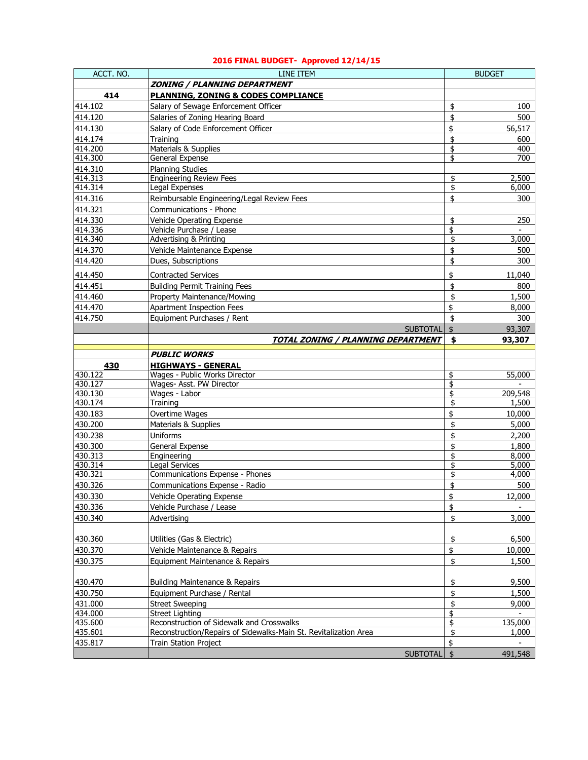**2016 FINAL BUDGET- Approved 12/14/15**

| ACCT. NO. | LINE ITEM | BUDGET |
|---|---|---|
| | ***ZONING / PLANNING DEPARTMENT*** | |
| **414** | **PLANNING, ZONING & CODES COMPLIANCE** | |
| 414.102 | Salary of Sewage Enforcement Officer | $ 100 |
| 414.120 | Salaries of Zoning Hearing Board | $ 500 |
| 414.130 | Salary of Code Enforcement Officer | $ 56,517 |
| 414.174 | Training | $ 600 |
| 414.200 | Materials & Supplies | $ 400 |
| 414.300 | General Expense | $ 700 |
| 414.310 | Planning Studies | |
| 414.313 | Engineering Review Fees | $ 2,500 |
| 414.314 | Legal Expenses | $ 6,000 |
| 414.316 | Reimbursable Engineering/Legal Review Fees | $ 300 |
| 414.321 | Communications - Phone | |
| 414.330 | Vehicle Operating Expense | $ 250 |
| 414.336 | Vehicle Purchase / Lease | $ - |
| 414.340 | Advertising & Printing | $ 3,000 |
| 414.370 | Vehicle Maintenance Expense | $ 500 |
| 414.420 | Dues, Subscriptions | $ 300 |
| 414.450 | Contracted Services | $ 11,040 |
| 414.451 | Building Permit Training Fees | $ 800 |
| 414.460 | Property Maintenance/Mowing | $ 1,500 |
| 414.470 | Apartment Inspection Fees | $ 8,000 |
| 414.750 | Equipment Purchases / Rent | $ 300 |
| | SUBTOTAL | $ 93,307 |
| | ***TOTAL ZONING / PLANNING DEPARTMENT*** | **$ 93,307** |
| | | |
| | ***PUBLIC WORKS*** | |
| **430** | **HIGHWAYS - GENERAL** | |
| 430.122 | Wages - Public Works Director | $ 55,000 |
| 430.127 | Wages- Asst. PW Director | $ - |
| 430.130 | Wages - Labor | $ 209,548 |
| 430.174 | Training | $ 1,500 |
| 430.183 | Overtime Wages | $ 10,000 |
| 430.200 | Materials & Supplies | $ 5,000 |
| 430.238 | Uniforms | $ 2,200 |
| 430.300 | General Expense | $ 1,800 |
| 430.313 | Engineering | $ 8,000 |
| 430.314 | Legal Services | $ 5,000 |
| 430.321 | Communications Expense - Phones | $ 4,000 |
| 430.326 | Communications Expense - Radio | $ 500 |
| 430.330 | Vehicle Operating Expense | $ 12,000 |
| 430.336 | Vehicle Purchase / Lease | $ - |
| 430.340 | Advertising | $ 3,000 |
| 430.360 | Utilities (Gas & Electric) | $ 6,500 |
| 430.370 | Vehicle Maintenance & Repairs | $ 10,000 |
| 430.375 | Equipment Maintenance & Repairs | $ 1,500 |
| 430.470 | Building Maintenance & Repairs | $ 9,500 |
| 430.750 | Equipment Purchase / Rental | $ 1,500 |
| 431.000 | Street Sweeping | $ 9,000 |
| 434.000 | Street Lighting | $ - |
| 435.600 | Reconstruction of Sidewalk and Crosswalks | $ 135,000 |
| 435.601 | Reconstruction/Repairs of Sidewalks-Main St. Revitalization Area | $ 1,000 |
| 435.817 | Train Station Project | $ - |
| | SUBTOTAL | $ 491,548 |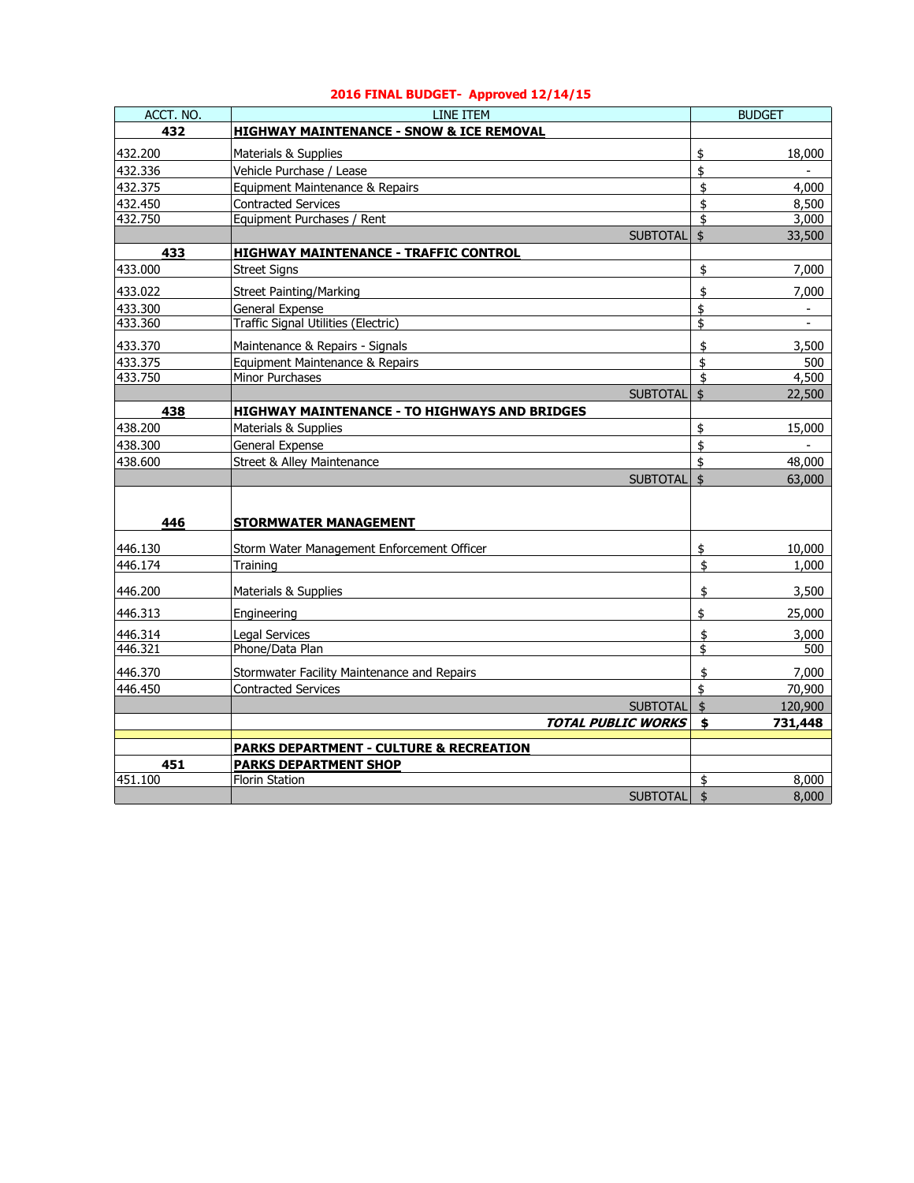## 2016 FINAL BUDGET- Approved 12/14/15

| ACCT. NO. | LINE ITEM | BUDGET |
|---|---|---|
| **432** | **HIGHWAY MAINTENANCE - SNOW & ICE REMOVAL** | |
| 432.200 | Materials & Supplies | $ 18,000 |
| 432.336 | Vehicle Purchase / Lease | $ - |
| 432.375 | Equipment Maintenance & Repairs | $ 4,000 |
| 432.450 | Contracted Services | $ 8,500 |
| 432.750 | Equipment Purchases / Rent | $ 3,000 |
| | SUBTOTAL | $ 33,500 |
| **433** | **HIGHWAY MAINTENANCE - TRAFFIC CONTROL** | |
| 433.000 | Street Signs | $ 7,000 |
| 433.022 | Street Painting/Marking | $ 7,000 |
| 433.300 | General Expense | $ - |
| 433.360 | Traffic Signal Utilities (Electric) | $ - |
| 433.370 | Maintenance & Repairs - Signals | $ 3,500 |
| 433.375 | Equipment Maintenance & Repairs | $ 500 |
| 433.750 | Minor Purchases | $ 4,500 |
| | SUBTOTAL | $ 22,500 |
| **438** | **HIGHWAY MAINTENANCE - TO HIGHWAYS AND BRIDGES** | |
| 438.200 | Materials & Supplies | $ 15,000 |
| 438.300 | General Expense | $ - |
| 438.600 | Street & Alley Maintenance | $ 48,000 |
| | SUBTOTAL | $ 63,000 |
| **446** | **STORMWATER MANAGEMENT** | |
| 446.130 | Storm Water Management Enforcement Officer | $ 10,000 |
| 446.174 | Training | $ 1,000 |
| 446.200 | Materials & Supplies | $ 3,500 |
| 446.313 | Engineering | $ 25,000 |
| 446.314 | Legal Services | $ 3,000 |
| 446.321 | Phone/Data Plan | $ 500 |
| 446.370 | Stormwater Facility Maintenance and Repairs | $ 7,000 |
| 446.450 | Contracted Services | $ 70,900 |
| | SUBTOTAL | $ 120,900 |
| | ***TOTAL PUBLIC WORKS*** | **$ 731,448** |
| | **PARKS DEPARTMENT - CULTURE & RECREATION** | |
| **451** | **PARKS DEPARTMENT SHOP** | |
| 451.100 | Florin Station | $ 8,000 |
| | SUBTOTAL | $ 8,000 |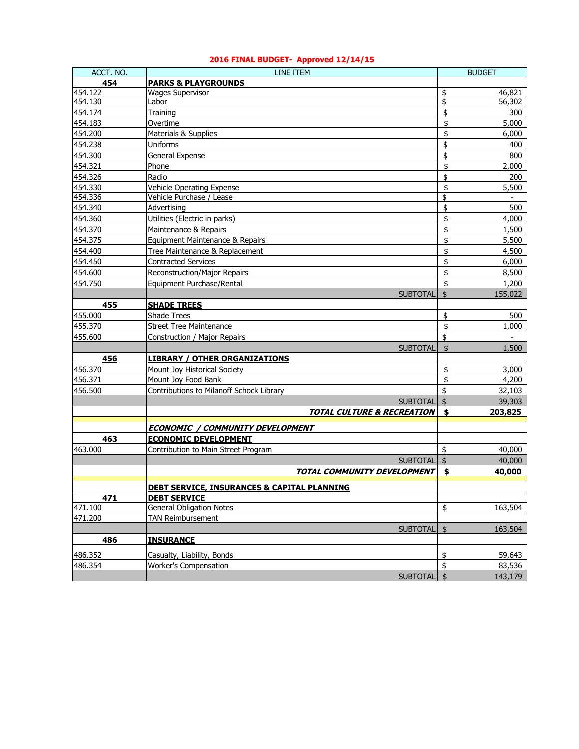**2016 FINAL BUDGET- Approved 12/14/15**

| ACCT. NO. | LINE ITEM | BUDGET |
|---|---|---|
| **454** | **PARKS & PLAYGROUNDS** | |
| 454.122 | Wages Supervisor | $ 46,821 |
| 454.130 | Labor | $ 56,302 |
| 454.174 | Training | $ 300 |
| 454.183 | Overtime | $ 5,000 |
| 454.200 | Materials & Supplies | $ 6,000 |
| 454.238 | Uniforms | $ 400 |
| 454.300 | General Expense | $ 800 |
| 454.321 | Phone | $ 2,000 |
| 454.326 | Radio | $ 200 |
| 454.330 | Vehicle Operating Expense | $ 5,500 |
| 454.336 | Vehicle Purchase / Lease | $ - |
| 454.340 | Advertising | $ 500 |
| 454.360 | Utilities (Electric in parks) | $ 4,000 |
| 454.370 | Maintenance & Repairs | $ 1,500 |
| 454.375 | Equipment Maintenance & Repairs | $ 5,500 |
| 454.400 | Tree Maintenance & Replacement | $ 4,500 |
| 454.450 | Contracted Services | $ 6,000 |
| 454.600 | Reconstruction/Major Repairs | $ 8,500 |
| 454.750 | Equipment Purchase/Rental | $ 1,200 |
| | SUBTOTAL | $ 155,022 |
| **455** | **SHADE TREES** | |
| 455.000 | Shade Trees | $ 500 |
| 455.370 | Street Tree Maintenance | $ 1,000 |
| 455.600 | Construction / Major Repairs | $ - |
| | SUBTOTAL | $ 1,500 |
| **456** | **LIBRARY / OTHER ORGANIZATIONS** | |
| 456.370 | Mount Joy Historical Society | $ 3,000 |
| 456.371 | Mount Joy Food Bank | $ 4,200 |
| 456.500 | Contributions to Milanoff Schock Library | $ 32,103 |
| | SUBTOTAL | $ 39,303 |
| | ***TOTAL CULTURE & RECREATION*** | **$ 203,825** |
| | ***ECONOMIC / COMMUNITY DEVELOPMENT*** | |
| **463** | **ECONOMIC DEVELOPMENT** | |
| 463.000 | Contribution to Main Street Program | $ 40,000 |
| | SUBTOTAL | $ 40,000 |
| | ***TOTAL COMMUNITY DEVELOPMENT*** | **$ 40,000** |
| | **DEBT SERVICE, INSURANCES & CAPITAL PLANNING** | |
| **471** | **DEBT SERVICE** | |
| 471.100 | General Obligation Notes | $ 163,504 |
| 471.200 | TAN Reimbursement | |
| | SUBTOTAL | $ 163,504 |
| **486** | **INSURANCE** | |
| 486.352 | Casualty, Liability, Bonds | $ 59,643 |
| 486.354 | Worker's Compensation | $ 83,536 |
| | SUBTOTAL | $ 143,179 |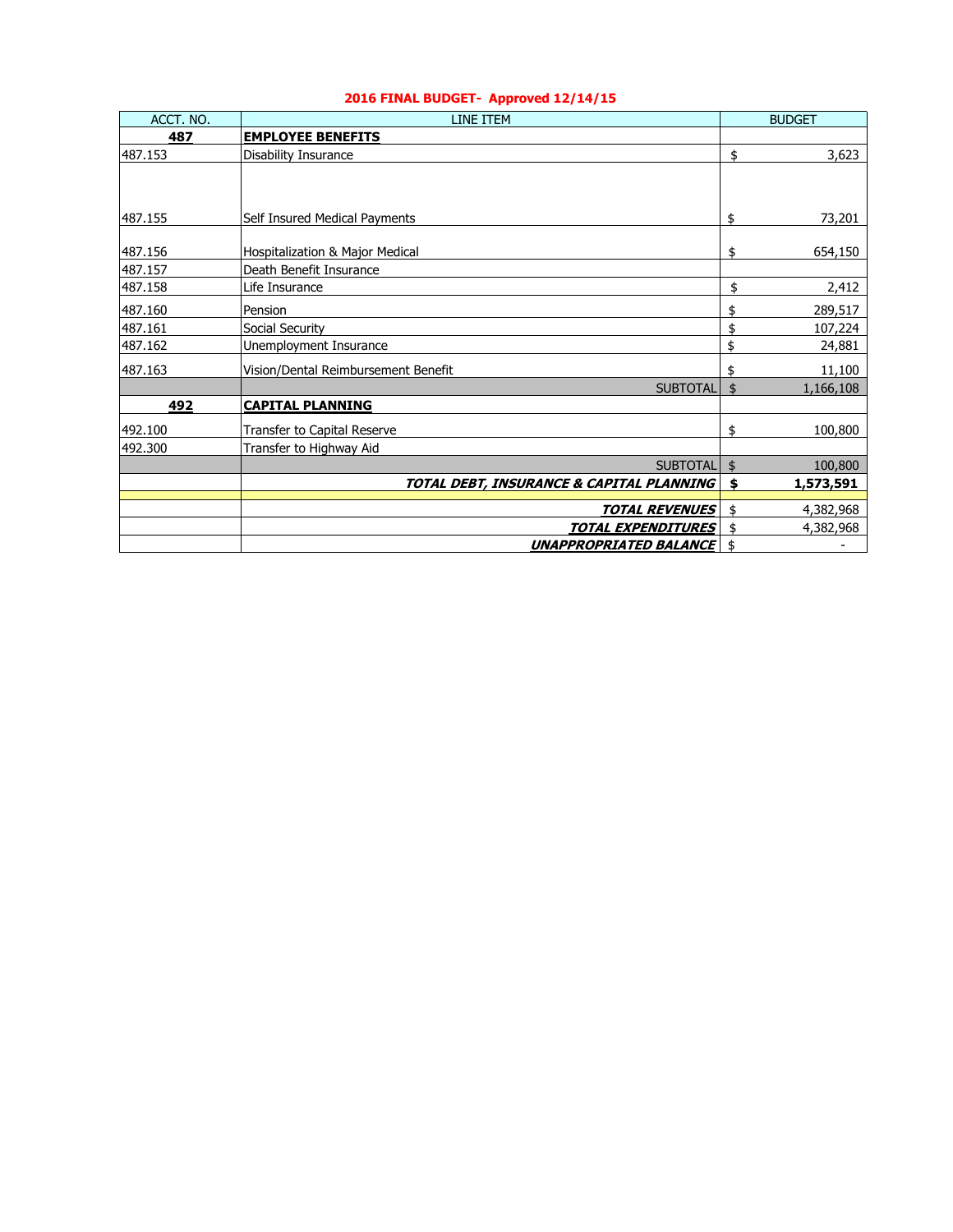# 2016 FINAL BUDGET- Approved 12/14/15

| ACCT. NO. | LINE ITEM | BUDGET |
|---|---|---|
| **487** | **EMPLOYEE BENEFITS** | |
| 487.153 | Disability Insurance | $ 3,623 |
| 487.155 | Self Insured Medical Payments | $ 73,201 |
| 487.156 | Hospitalization & Major Medical | $ 654,150 |
| 487.157 | Death Benefit Insurance | |
| 487.158 | Life Insurance | $ 2,412 |
| 487.160 | Pension | $ 289,517 |
| 487.161 | Social Security | $ 107,224 |
| 487.162 | Unemployment Insurance | $ 24,881 |
| 487.163 | Vision/Dental Reimbursement Benefit | $ 11,100 |
| | SUBTOTAL | $ 1,166,108 |
| **492** | **CAPITAL PLANNING** | |
| 492.100 | Transfer to Capital Reserve | $ 100,800 |
| 492.300 | Transfer to Highway Aid | |
| | SUBTOTAL | $ 100,800 |
| | ***TOTAL DEBT, INSURANCE & CAPITAL PLANNING*** | **$ 1,573,591** |
| | | |
| | ***TOTAL REVENUES*** | $ 4,382,968 |
| | ***TOTAL EXPENDITURES*** | $ 4,382,968 |
| | ***UNAPPROPRIATED BALANCE*** | $ - |